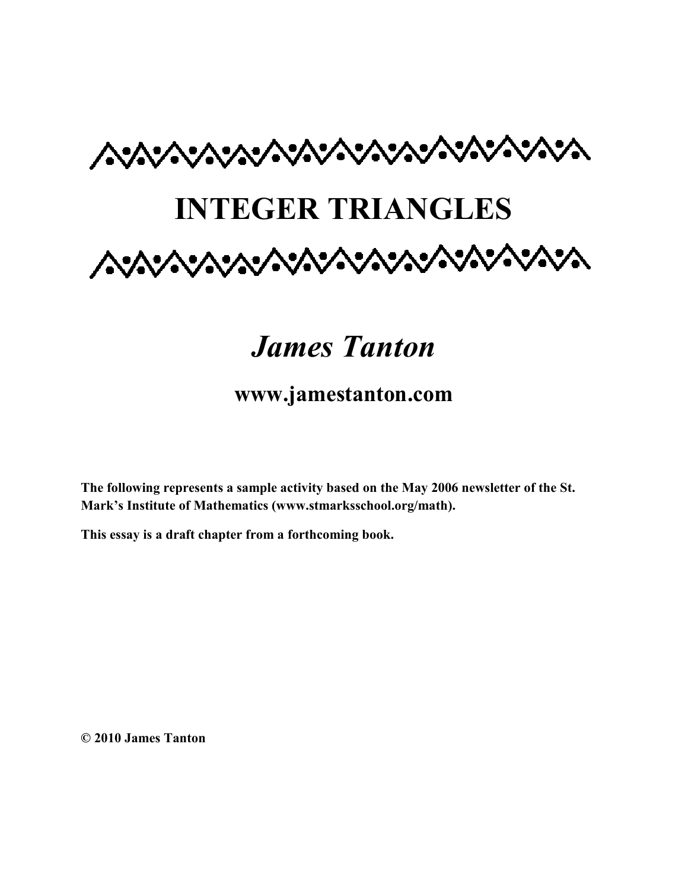# INTEGER TRIANGLES

## *James Tanton*

**www.jamestanton.com**

**The following represents a sample activity based on the May 2006 newsletter of the St. Mark's Institute of Mathematics (www.stmarksschool.org/math).**

**This essay is a draft chapter from a forthcoming book.**

**© 2010 James Tanton**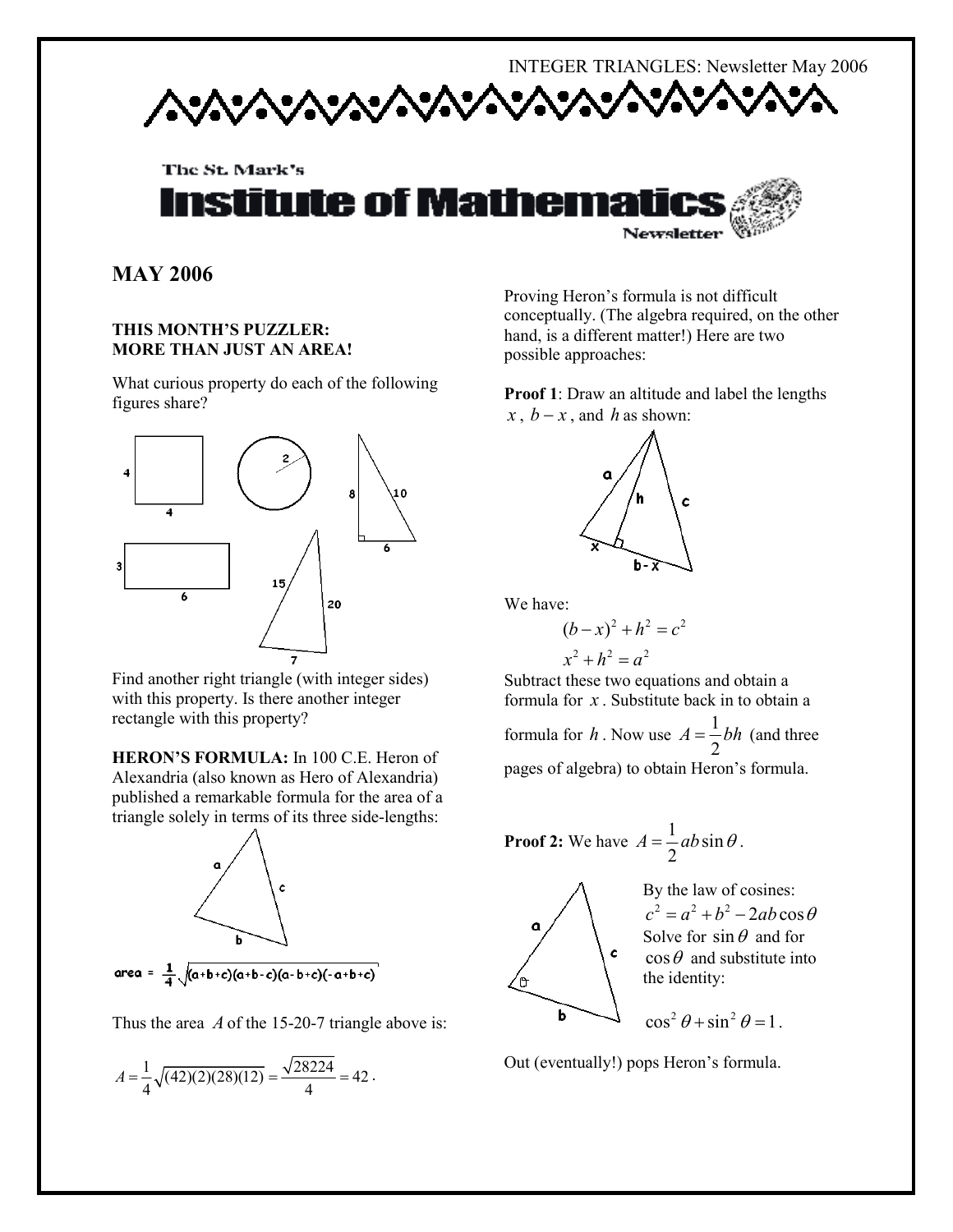# MAY 2006

**THIS MONTH'S PUZZLER: MORE THAN JUST AN AREA!**

What curious property do each of the following figures share?

Find another right triangle (with integer sides) with this property. Is there another integer rectangle with this property?

**HERON'S FORMULA:** In 100 C.E. Heron of Alexandria (also known as Hero of Alexandria) published a remarkable formula for the area of a triangle solely in terms of its three side-lengths:

$$\text{area} = \frac{1}{4}\sqrt{(a+b+c)(a+b-c)(a-b+c)(-a+b+c)}$$

Thus the area $A$ of the 15-20-7 triangle above is:

$$A = \frac{1}{4}\sqrt{(42)(2)(28)(12)} = \frac{\sqrt{28224}}{4} = 42.$$

Proving Heron's formula is not difficult conceptually. (The algebra required, on the other hand, is a different matter!) Here are two possible approaches:

**Proof 1**: Draw an altitude and label the lengths $x$, $b-x$, and $h$ as shown:

We have:

$$(b-x)^2 + h^2 = c^2$$

$$x^2 + h^2 = a^2$$

Subtract these two equations and obtain a formula for $x$. Substitute back in to obtain a formula for $h$. Now use $A = \frac{1}{2}bh$ (and three pages of algebra) to obtain Heron's formula.

**Proof 2:** We have $A = \frac{1}{2}ab\sin\theta$.

By the law of cosines:

$$c^2 = a^2 + b^2 - 2ab\cos\theta$$

Solve for $\sin\theta$ and for $\cos\theta$ and substitute into the identity:

$$\cos^2\theta + \sin^2\theta = 1.$$

Out (eventually!) pops Heron's formula.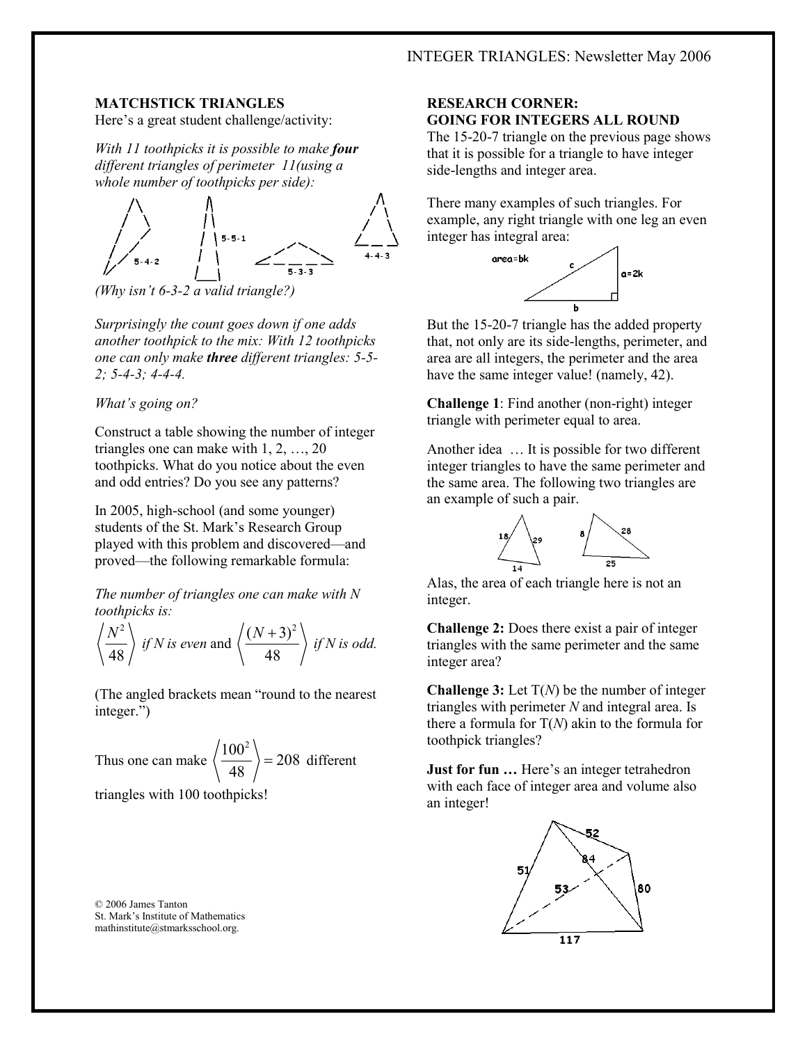## MATCHSTICK TRIANGLES

Here's a great student challenge/activity:

*With 11 toothpicks it is possible to make* ***four*** *different triangles of perimeter 11(using a whole number of toothpicks per side):*

5-4-2 5-5-1 5-3-3 4-4-3

*(Why isn't 6-3-2 a valid triangle?)*

*Surprisingly the count goes down if one adds another toothpick to the mix: With 12 toothpicks one can only make* ***three*** *different triangles: 5-5-2; 5-4-3; 4-4-4.*

*What's going on?*

Construct a table showing the number of integer triangles one can make with 1, 2, …, 20 toothpicks. What do you notice about the even and odd entries? Do you see any patterns?

In 2005, high-school (and some younger) students of the St. Mark's Research Group played with this problem and discovered—and proved—the following remarkable formula:

*The number of triangles one can make with N toothpicks is:*

$$\left\langle \frac{N^2}{48} \right\rangle \text{ if } N \text{ is even and } \left\langle \frac{(N+3)^2}{48} \right\rangle \text{ if } N \text{ is odd.}$$

(The angled brackets mean "round to the nearest integer.")

Thus one can make $\left\langle \frac{100^2}{48} \right\rangle = 208$ different triangles with 100 toothpicks!

© 2006 James Tanton
St. Mark's Institute of Mathematics
mathinstitute@stmarksschool.org.

## RESEARCH CORNER: GOING FOR INTEGERS ALL ROUND

The 15-20-7 triangle on the previous page shows that it is possible for a triangle to have integer side-lengths and integer area.

There many examples of such triangles. For example, any right triangle with one leg an even integer has integral area:

area=bk, c, a=2k, b

But the 15-20-7 triangle has the added property that, not only are its side-lengths, perimeter, and area are all integers, the perimeter and the area have the same integer value! (namely, 42).

**Challenge 1**: Find another (non-right) integer triangle with perimeter equal to area.

Another idea … It is possible for two different integer triangles to have the same perimeter and the same area. The following two triangles are an example of such a pair.

18, 29, 14 8, 28, 25

Alas, the area of each triangle here is not an integer.

**Challenge 2:** Does there exist a pair of integer triangles with the same perimeter and the same integer area?

**Challenge 3:** Let T(*N*) be the number of integer triangles with perimeter *N* and integral area. Is there a formula for T(*N*) akin to the formula for toothpick triangles?

**Just for fun …** Here's an integer tetrahedron with each face of integer area and volume also an integer!

52, 84, 51, 53, 80, 117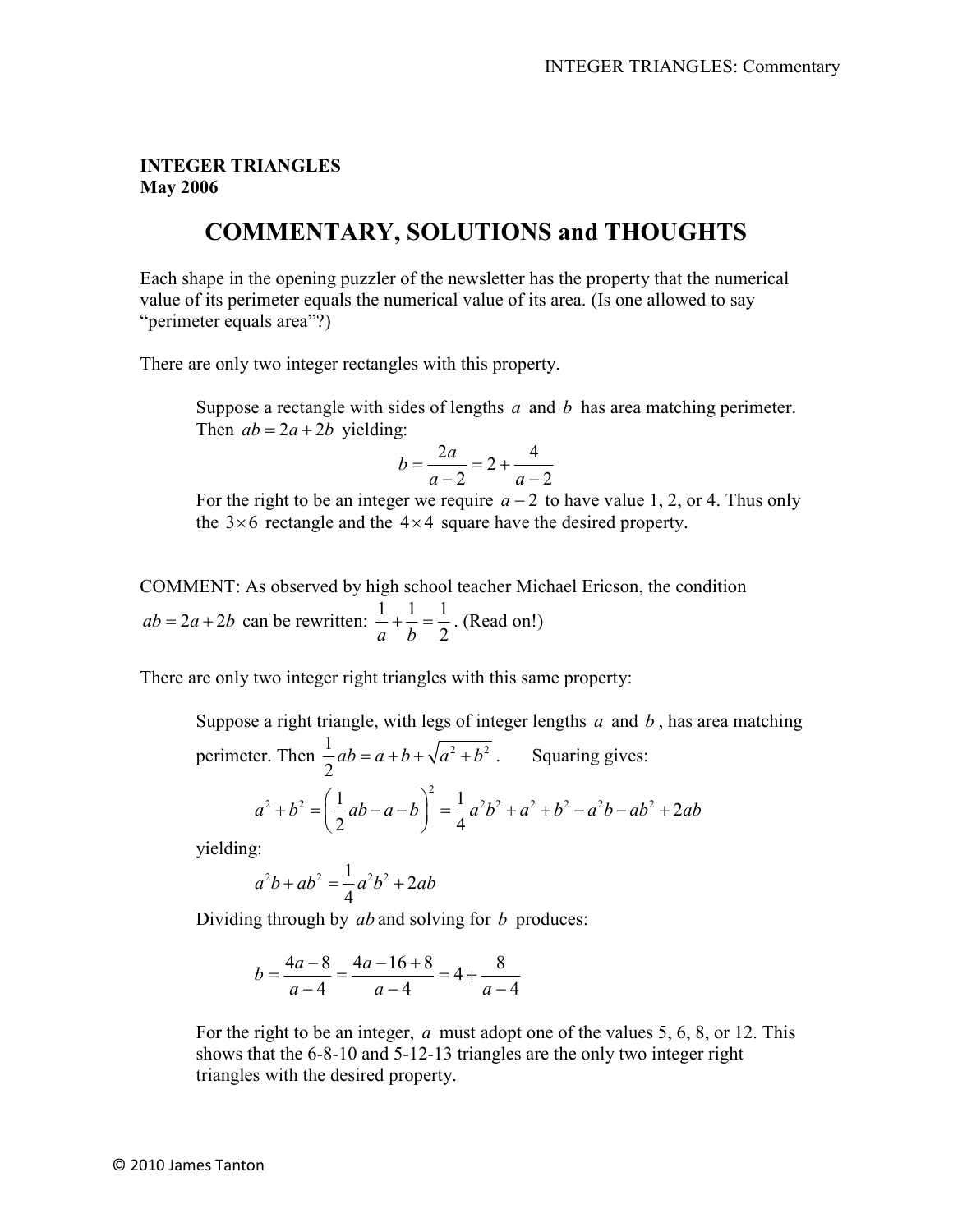**INTEGER TRIANGLES**
**May 2006**

# COMMENTARY, SOLUTIONS and THOUGHTS

Each shape in the opening puzzler of the newsletter has the property that the numerical value of its perimeter equals the numerical value of its area. (Is one allowed to say "perimeter equals area"?)

There are only two integer rectangles with this property.

> Suppose a rectangle with sides of lengths $a$ and $b$ has area matching perimeter. Then $ab = 2a + 2b$ yielding:
>
> $$b = \frac{2a}{a-2} = 2 + \frac{4}{a-2}$$
>
> For the right to be an integer we require $a-2$ to have value 1, 2, or 4. Thus only the $3 \times 6$ rectangle and the $4 \times 4$ square have the desired property.

COMMENT: As observed by high school teacher Michael Ericson, the condition $ab = 2a + 2b$ can be rewritten: $\frac{1}{a} + \frac{1}{b} = \frac{1}{2}$. (Read on!)

There are only two integer right triangles with this same property:

> Suppose a right triangle, with legs of integer lengths $a$ and $b$, has area matching perimeter. Then $\frac{1}{2}ab = a + b + \sqrt{a^2 + b^2}$. Squaring gives:
>
> $$a^2 + b^2 = \left(\frac{1}{2}ab - a - b\right)^2 = \frac{1}{4}a^2b^2 + a^2 + b^2 - a^2b - ab^2 + 2ab$$
>
> yielding:
>
> $$a^2b + ab^2 = \frac{1}{4}a^2b^2 + 2ab$$
>
> Dividing through by $ab$ and solving for $b$ produces:
>
> $$b = \frac{4a-8}{a-4} = \frac{4a-16+8}{a-4} = 4 + \frac{8}{a-4}$$
>
> For the right to be an integer, $a$ must adopt one of the values 5, 6, 8, or 12. This shows that the 6-8-10 and 5-12-13 triangles are the only two integer right triangles with the desired property.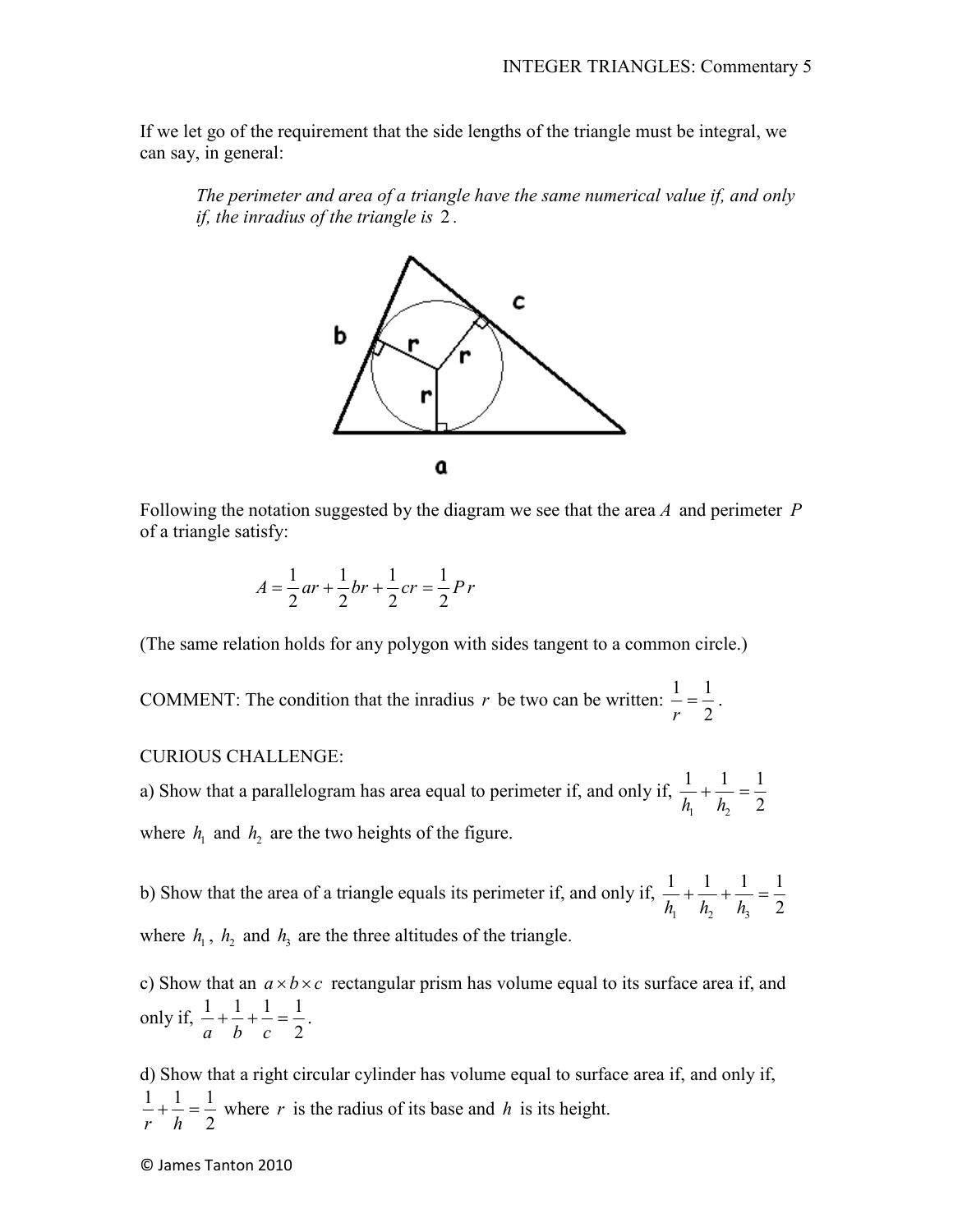If we let go of the requirement that the side lengths of the triangle must be integral, we can say, in general:

> *The perimeter and area of a triangle have the same numerical value if, and only if, the inradius of the triangle is* $2$.

Following the notation suggested by the diagram we see that the area $A$ and perimeter $P$ of a triangle satisfy:

$$A = \frac{1}{2}ar + \frac{1}{2}br + \frac{1}{2}cr = \frac{1}{2}Pr$$

(The same relation holds for any polygon with sides tangent to a common circle.)

COMMENT: The condition that the inradius $r$ be two can be written: $\frac{1}{r} = \frac{1}{2}$.

CURIOUS CHALLENGE:

a) Show that a parallelogram has area equal to perimeter if, and only if, $\frac{1}{h_1} + \frac{1}{h_2} = \frac{1}{2}$ where $h_1$ and $h_2$ are the two heights of the figure.

b) Show that the area of a triangle equals its perimeter if, and only if, $\frac{1}{h_1} + \frac{1}{h_2} + \frac{1}{h_3} = \frac{1}{2}$ where $h_1$, $h_2$ and $h_3$ are the three altitudes of the triangle.

c) Show that an $a \times b \times c$ rectangular prism has volume equal to its surface area if, and only if, $\frac{1}{a} + \frac{1}{b} + \frac{1}{c} = \frac{1}{2}$.

d) Show that a right circular cylinder has volume equal to surface area if, and only if, $\frac{1}{r} + \frac{1}{h} = \frac{1}{2}$ where $r$ is the radius of its base and $h$ is its height.

© James Tanton 2010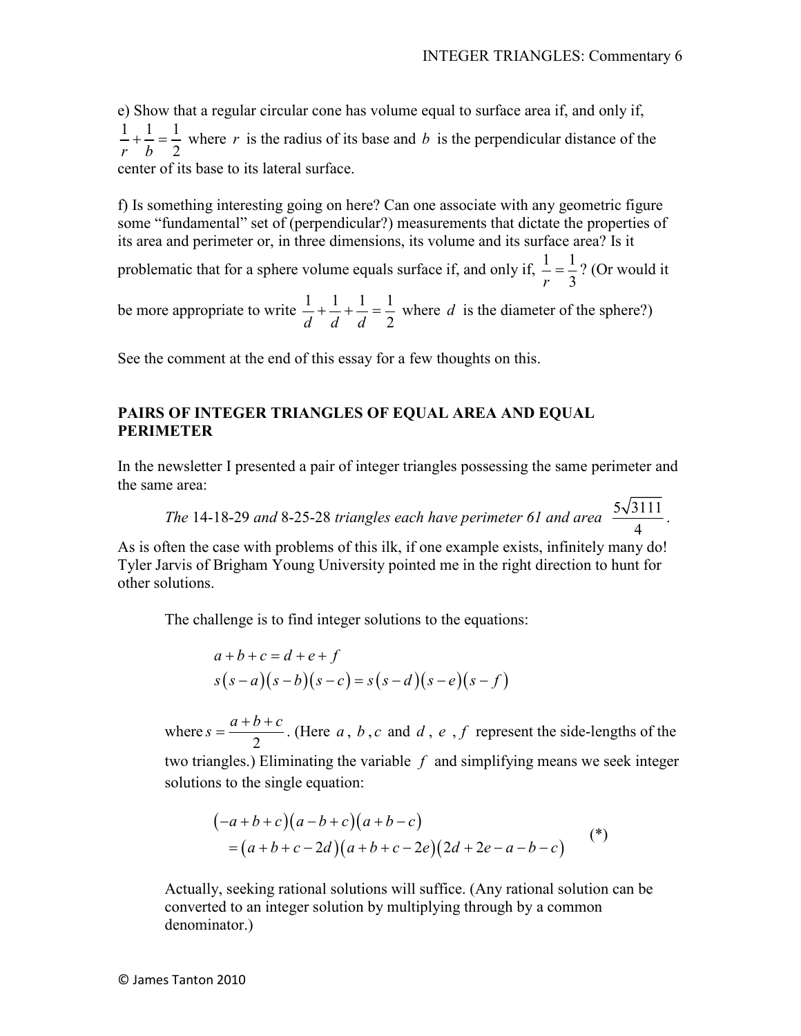e) Show that a regular circular cone has volume equal to surface area if, and only if, $\frac{1}{r}+\frac{1}{b}=\frac{1}{2}$ where $r$ is the radius of its base and $b$ is the perpendicular distance of the center of its base to its lateral surface.

f) Is something interesting going on here? Can one associate with any geometric figure some "fundamental" set of (perpendicular?) measurements that dictate the properties of its area and perimeter or, in three dimensions, its volume and its surface area? Is it problematic that for a sphere volume equals surface if, and only if, $\frac{1}{r}=\frac{1}{3}$? (Or would it be more appropriate to write $\frac{1}{d}+\frac{1}{d}+\frac{1}{d}=\frac{1}{2}$ where $d$ is the diameter of the sphere?)

See the comment at the end of this essay for a few thoughts on this.

## PAIRS OF INTEGER TRIANGLES OF EQUAL AREA AND EQUAL PERIMETER

In the newsletter I presented a pair of integer triangles possessing the same perimeter and the same area:

*The* 14-18-29 *and* 8-25-28 *triangles each have perimeter 61 and area* $\frac{5\sqrt{3111}}{4}$.

As is often the case with problems of this ilk, if one example exists, infinitely many do! Tyler Jarvis of Brigham Young University pointed me in the right direction to hunt for other solutions.

The challenge is to find integer solutions to the equations:

$$a+b+c=d+e+f$$
$$s(s-a)(s-b)(s-c)=s(s-d)(s-e)(s-f)$$

where $s=\frac{a+b+c}{2}$. (Here $a$, $b$, $c$ and $d$, $e$, $f$ represent the side-lengths of the two triangles.) Eliminating the variable $f$ and simplifying means we seek integer solutions to the single equation:

$$\begin{aligned}&(-a+b+c)(a-b+c)(a+b-c)\\&=(a+b+c-2d)(a+b+c-2e)(2d+2e-a-b-c)\end{aligned} \qquad (*)$$

Actually, seeking rational solutions will suffice. (Any rational solution can be converted to an integer solution by multiplying through by a common denominator.)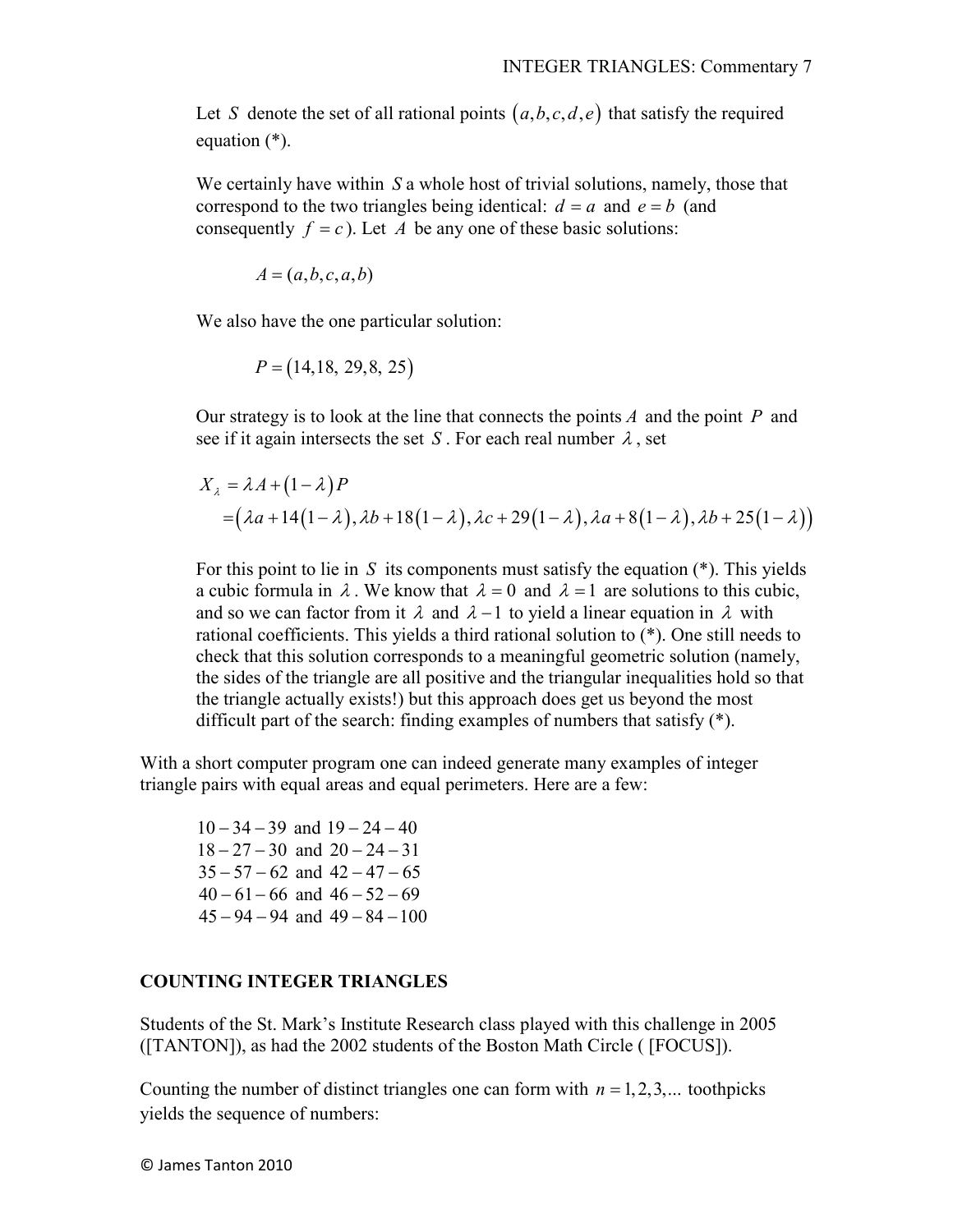Let $S$ denote the set of all rational points $(a,b,c,d,e)$ that satisfy the required equation (*).

We certainly have within $S$ a whole host of trivial solutions, namely, those that correspond to the two triangles being identical: $d = a$ and $e = b$ (and consequently $f = c$). Let $A$ be any one of these basic solutions:

$$A = (a,b,c,a,b)$$

We also have the one particular solution:

$$P = (14, 18, 29, 8, 25)$$

Our strategy is to look at the line that connects the points $A$ and the point $P$ and see if it again intersects the set $S$. For each real number $\lambda$, set

$$\begin{aligned} X_\lambda &= \lambda A + (1-\lambda)P \\ &= (\lambda a + 14(1-\lambda), \lambda b + 18(1-\lambda), \lambda c + 29(1-\lambda), \lambda a + 8(1-\lambda), \lambda b + 25(1-\lambda)) \end{aligned}$$

For this point to lie in $S$ its components must satisfy the equation (*). This yields a cubic formula in $\lambda$. We know that $\lambda = 0$ and $\lambda = 1$ are solutions to this cubic, and so we can factor from it $\lambda$ and $\lambda - 1$ to yield a linear equation in $\lambda$ with rational coefficients. This yields a third rational solution to (*). One still needs to check that this solution corresponds to a meaningful geometric solution (namely, the sides of the triangle are all positive and the triangular inequalities hold so that the triangle actually exists!) but this approach does get us beyond the most difficult part of the search: finding examples of numbers that satisfy (*).

With a short computer program one can indeed generate many examples of integer triangle pairs with equal areas and equal perimeters. Here are a few:

$10-34-39$ and $19-24-40$
$18-27-30$ and $20-24-31$
$35-57-62$ and $42-47-65$
$40-61-66$ and $46-52-69$
$45-94-94$ and $49-84-100$

## COUNTING INTEGER TRIANGLES

Students of the St. Mark's Institute Research class played with this challenge in 2005 ([TANTON]), as had the 2002 students of the Boston Math Circle ( [FOCUS]).

Counting the number of distinct triangles one can form with $n = 1, 2, 3, \ldots$ toothpicks yields the sequence of numbers: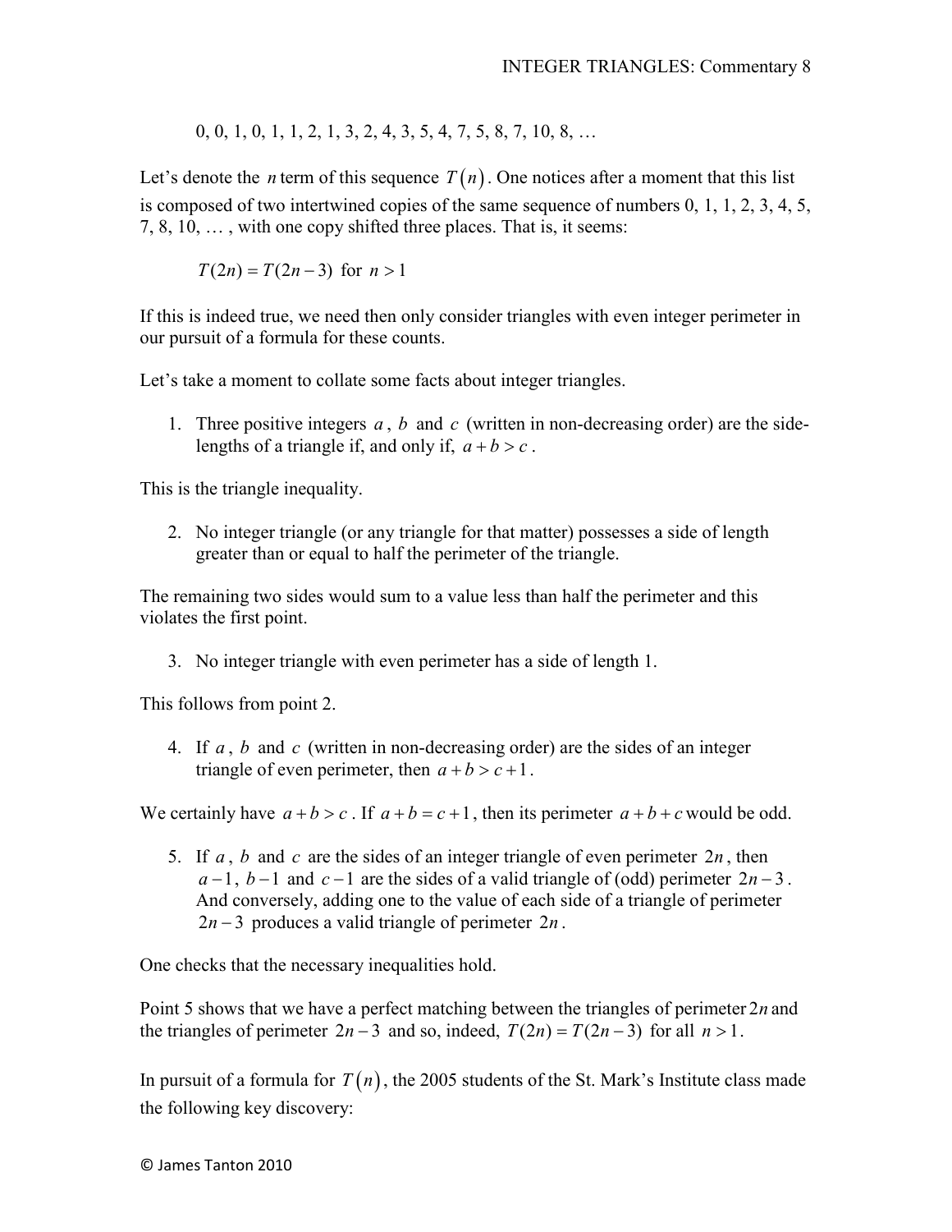0, 0, 1, 0, 1, 1, 2, 1, 3, 2, 4, 3, 5, 4, 7, 5, 8, 7, 10, 8, …

Let's denote the $n$ term of this sequence $T(n)$. One notices after a moment that this list is composed of two intertwined copies of the same sequence of numbers 0, 1, 1, 2, 3, 4, 5, 7, 8, 10, … , with one copy shifted three places. That is, it seems:

$$T(2n) = T(2n-3) \text{ for } n > 1$$

If this is indeed true, we need then only consider triangles with even integer perimeter in our pursuit of a formula for these counts.

Let's take a moment to collate some facts about integer triangles.

1. Three positive integers $a$, $b$ and $c$ (written in non-decreasing order) are the side-lengths of a triangle if, and only if, $a+b>c$.

This is the triangle inequality.

2. No integer triangle (or any triangle for that matter) possesses a side of length greater than or equal to half the perimeter of the triangle.

The remaining two sides would sum to a value less than half the perimeter and this violates the first point.

3. No integer triangle with even perimeter has a side of length 1.

This follows from point 2.

4. If $a$, $b$ and $c$ (written in non-decreasing order) are the sides of an integer triangle of even perimeter, then $a+b>c+1$.

We certainly have $a+b>c$. If $a+b=c+1$, then its perimeter $a+b+c$ would be odd.

5. If $a$, $b$ and $c$ are the sides of an integer triangle of even perimeter $2n$, then $a-1$, $b-1$ and $c-1$ are the sides of a valid triangle of (odd) perimeter $2n-3$. And conversely, adding one to the value of each side of a triangle of perimeter $2n-3$ produces a valid triangle of perimeter $2n$.

One checks that the necessary inequalities hold.

Point 5 shows that we have a perfect matching between the triangles of perimeter $2n$ and the triangles of perimeter $2n-3$ and so, indeed, $T(2n) = T(2n-3)$ for all $n > 1$.

In pursuit of a formula for $T(n)$, the 2005 students of the St. Mark's Institute class made the following key discovery: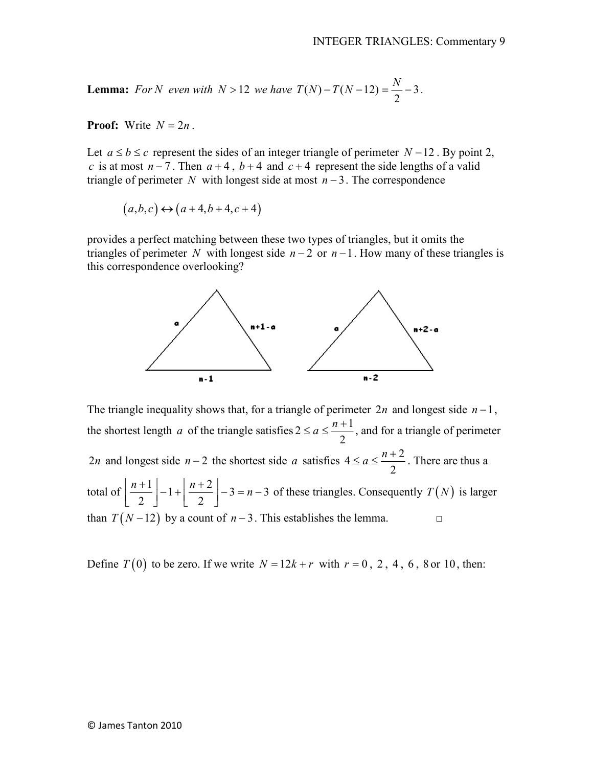**Lemma:** *For $N$ even with $N > 12$ we have $T(N) - T(N-12) = \frac{N}{2} - 3$.*

**Proof:** Write $N = 2n$.

Let $a \le b \le c$ represent the sides of an integer triangle of perimeter $N-12$. By point 2, $c$ is at most $n-7$. Then $a+4$, $b+4$ and $c+4$ represent the side lengths of a valid triangle of perimeter $N$ with longest side at most $n-3$. The correspondence

$$(a,b,c) \leftrightarrow (a+4, b+4, c+4)$$

provides a perfect matching between these two types of triangles, but it omits the triangles of perimeter $N$ with longest side $n-2$ or $n-1$. How many of these triangles is this correspondence overlooking?

The triangle inequality shows that, for a triangle of perimeter $2n$ and longest side $n-1$, the shortest length $a$ of the triangle satisfies $2 \le a \le \frac{n+1}{2}$, and for a triangle of perimeter $2n$ and longest side $n-2$ the shortest side $a$ satisfies $4 \le a \le \frac{n+2}{2}$. There are thus a total of $\left\lfloor \frac{n+1}{2} \right\rfloor - 1 + \left\lfloor \frac{n+2}{2} \right\rfloor - 3 = n-3$ of these triangles. Consequently $T(N)$ is larger than $T(N-12)$ by a count of $n-3$. This establishes the lemma. □

Define $T(0)$ to be zero. If we write $N = 12k + r$ with $r = 0$, $2$, $4$, $6$, $8$ or $10$, then: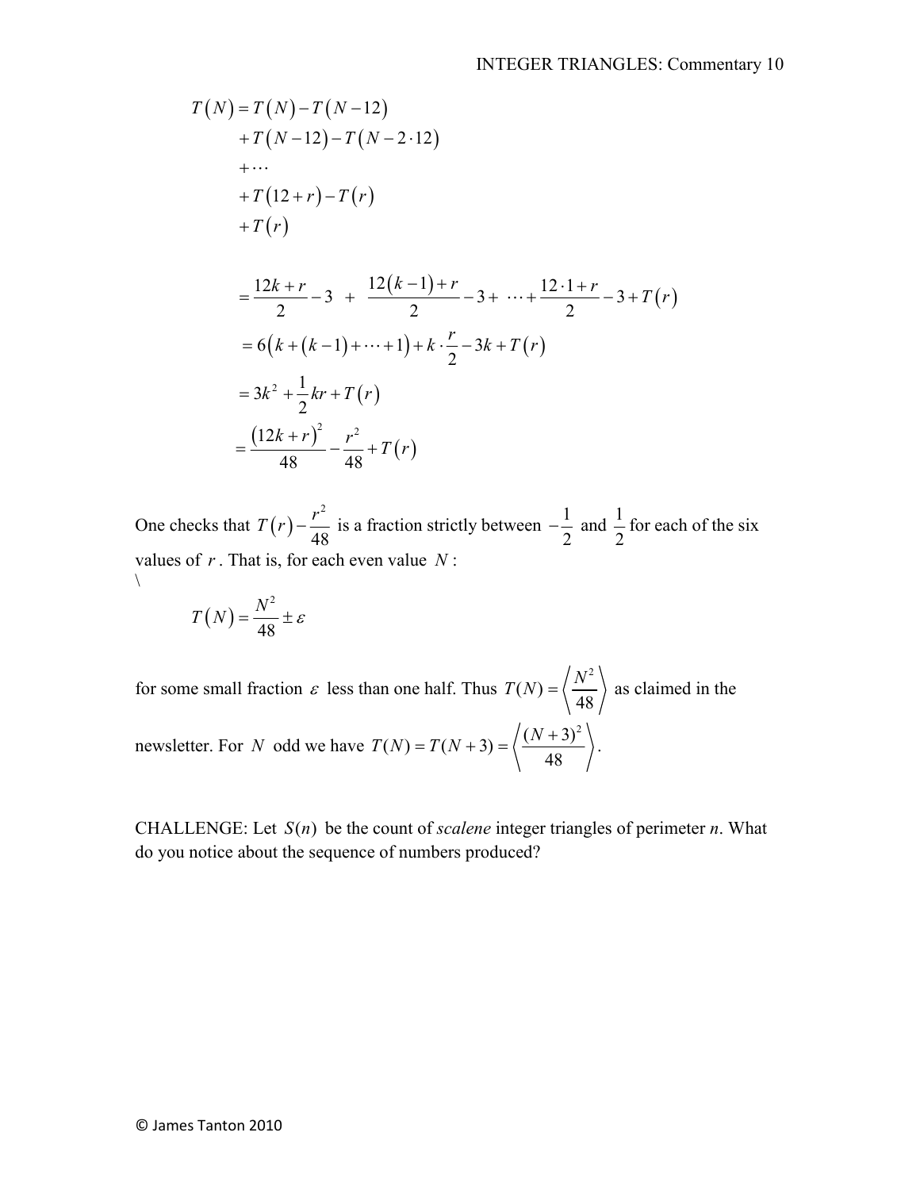$$
\begin{aligned}
T(N) = \; & T(N) - T(N-12) \\
& + T(N-12) - T(N-2\cdot 12) \\
& + \cdots \\
& + T(12+r) - T(r) \\
& + T(r)
\end{aligned}
$$

$$
\begin{aligned}
&= \frac{12k+r}{2} - 3 \; + \; \frac{12(k-1)+r}{2} - 3 + \; \cdots + \frac{12\cdot 1 + r}{2} - 3 + T(r) \\
&= 6\left(k + (k-1) + \cdots + 1\right) + k \cdot \frac{r}{2} - 3k + T(r) \\
&= 3k^2 + \frac{1}{2}kr + T(r) \\
&= \frac{(12k+r)^2}{48} - \frac{r^2}{48} + T(r)
\end{aligned}
$$

One checks that $T(r) - \frac{r^2}{48}$ is a fraction strictly between $-\frac{1}{2}$ and $\frac{1}{2}$ for each of the six values of $r$. That is, for each even value $N$ :
\

$$
T(N) = \frac{N^2}{48} \pm \varepsilon
$$

for some small fraction $\varepsilon$ less than one half. Thus $T(N) = \left\langle \frac{N^2}{48} \right\rangle$ as claimed in the newsletter. For $N$ odd we have $T(N) = T(N+3) = \left\langle \frac{(N+3)^2}{48} \right\rangle$.

CHALLENGE: Let $S(n)$ be the count of *scalene* integer triangles of perimeter *n*. What do you notice about the sequence of numbers produced?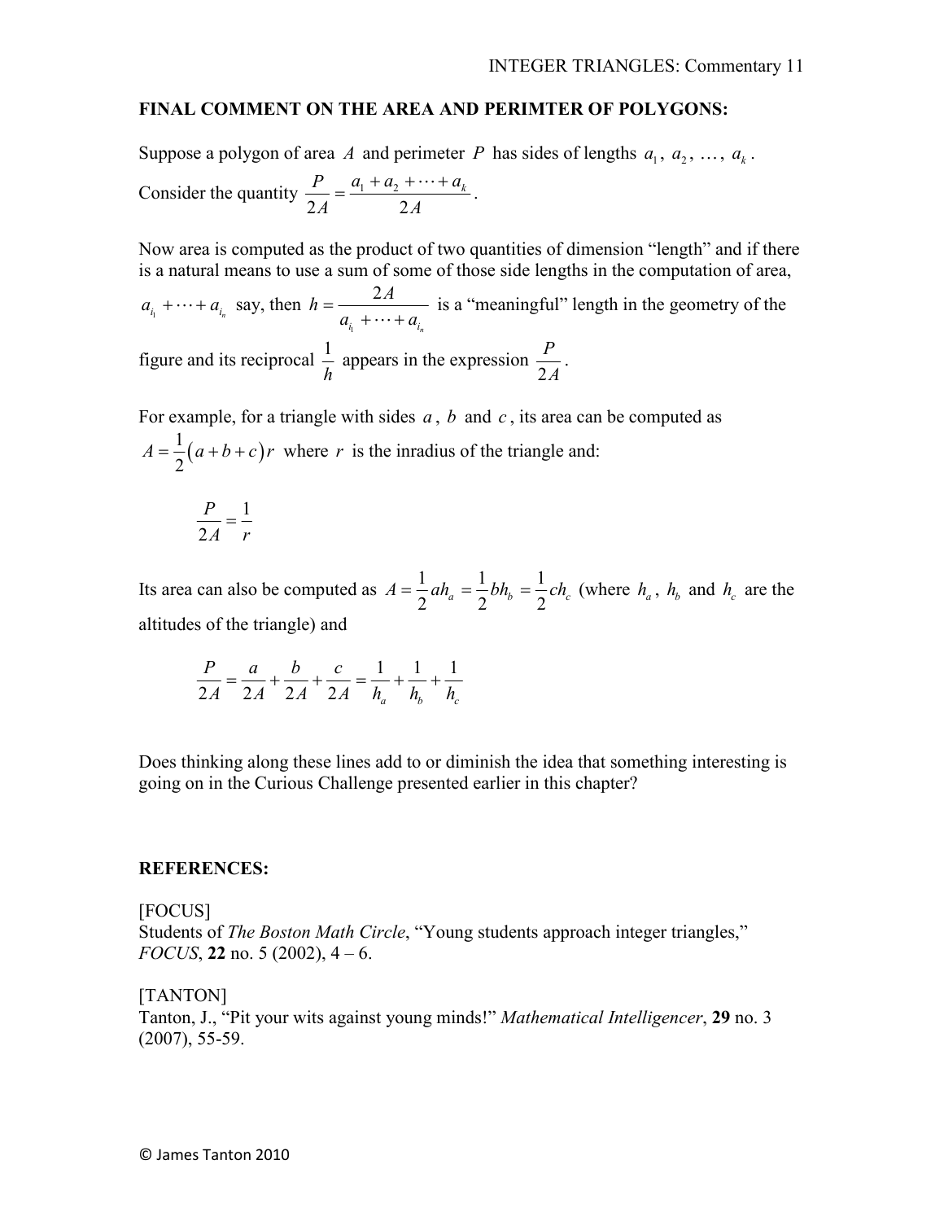**FINAL COMMENT ON THE AREA AND PERIMTER OF POLYGONS:**

Suppose a polygon of area $A$ and perimeter $P$ has sides of lengths $a_1$, $a_2$, …, $a_k$. Consider the quantity $\frac{P}{2A} = \frac{a_1 + a_2 + \cdots + a_k}{2A}$.

Now area is computed as the product of two quantities of dimension "length" and if there is a natural means to use a sum of some of those side lengths in the computation of area, $a_{i_1} + \cdots + a_{i_n}$ say, then $h = \frac{2A}{a_{i_1} + \cdots + a_{i_n}}$ is a "meaningful" length in the geometry of the figure and its reciprocal $\frac{1}{h}$ appears in the expression $\frac{P}{2A}$.

For example, for a triangle with sides $a$, $b$ and $c$, its area can be computed as $A = \frac{1}{2}(a+b+c)r$ where $r$ is the inradius of the triangle and:

$$\frac{P}{2A} = \frac{1}{r}$$

Its area can also be computed as $A = \frac{1}{2}ah_a = \frac{1}{2}bh_b = \frac{1}{2}ch_c$ (where $h_a$, $h_b$ and $h_c$ are the altitudes of the triangle) and

$$\frac{P}{2A} = \frac{a}{2A} + \frac{b}{2A} + \frac{c}{2A} = \frac{1}{h_a} + \frac{1}{h_b} + \frac{1}{h_c}$$

Does thinking along these lines add to or diminish the idea that something interesting is going on in the Curious Challenge presented earlier in this chapter?

**REFERENCES:**

[FOCUS]
Students of *The Boston Math Circle*, "Young students approach integer triangles," *FOCUS*, **22** no. 5 (2002), 4 – 6.

[TANTON]
Tanton, J., "Pit your wits against young minds!" *Mathematical Intelligencer*, **29** no. 3 (2007), 55-59.

© James Tanton 2010